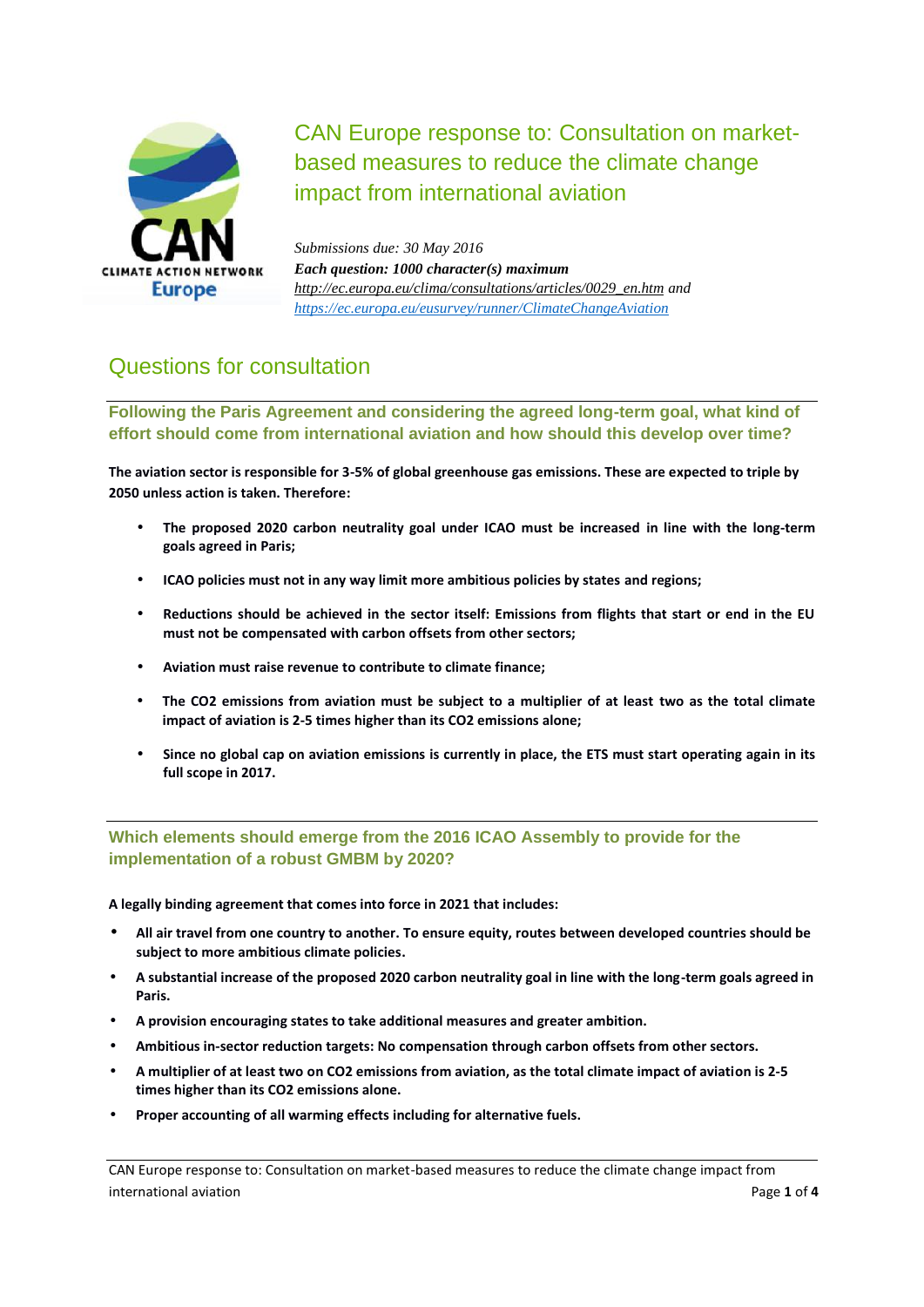# CAN Europe response to: Consultation on market-based measures to reduce the climate change impact from international aviation

*Submissions due: 30 May 2016*
***Each question: 1000 character(s) maximum***
*http://ec.europa.eu/clima/consultations/articles/0029_en.htm and https://ec.europa.eu/eusurvey/runner/ClimateChangeAviation*

## Questions for consultation

### Following the Paris Agreement and considering the agreed long-term goal, what kind of effort should come from international aviation and how should this develop over time?

**The aviation sector is responsible for 3-5% of global greenhouse gas emissions. These are expected to triple by 2050 unless action is taken. Therefore:**

- **The proposed 2020 carbon neutrality goal under ICAO must be increased in line with the long-term goals agreed in Paris;**
- **ICAO policies must not in any way limit more ambitious policies by states and regions;**
- **Reductions should be achieved in the sector itself: Emissions from flights that start or end in the EU must not be compensated with carbon offsets from other sectors;**
- **Aviation must raise revenue to contribute to climate finance;**
- **The $CO_2$ emissions from aviation must be subject to a multiplier of at least two as the total climate impact of aviation is 2-5 times higher than its $CO_2$ emissions alone;**
- **Since no global cap on aviation emissions is currently in place, the ETS must start operating again in its full scope in 2017.**

### Which elements should emerge from the 2016 ICAO Assembly to provide for the implementation of a robust GMBM by 2020?

**A legally binding agreement that comes into force in 2021 that includes:**

- **All air travel from one country to another. To ensure equity, routes between developed countries should be subject to more ambitious climate policies.**
- **A substantial increase of the proposed 2020 carbon neutrality goal in line with the long-term goals agreed in Paris.**
- **A provision encouraging states to take additional measures and greater ambition.**
- **Ambitious in-sector reduction targets: No compensation through carbon offsets from other sectors.**
- **A multiplier of at least two on $CO_2$ emissions from aviation, as the total climate impact of aviation is 2-5 times higher than its $CO_2$ emissions alone.**
- **Proper accounting of all warming effects including for alternative fuels.**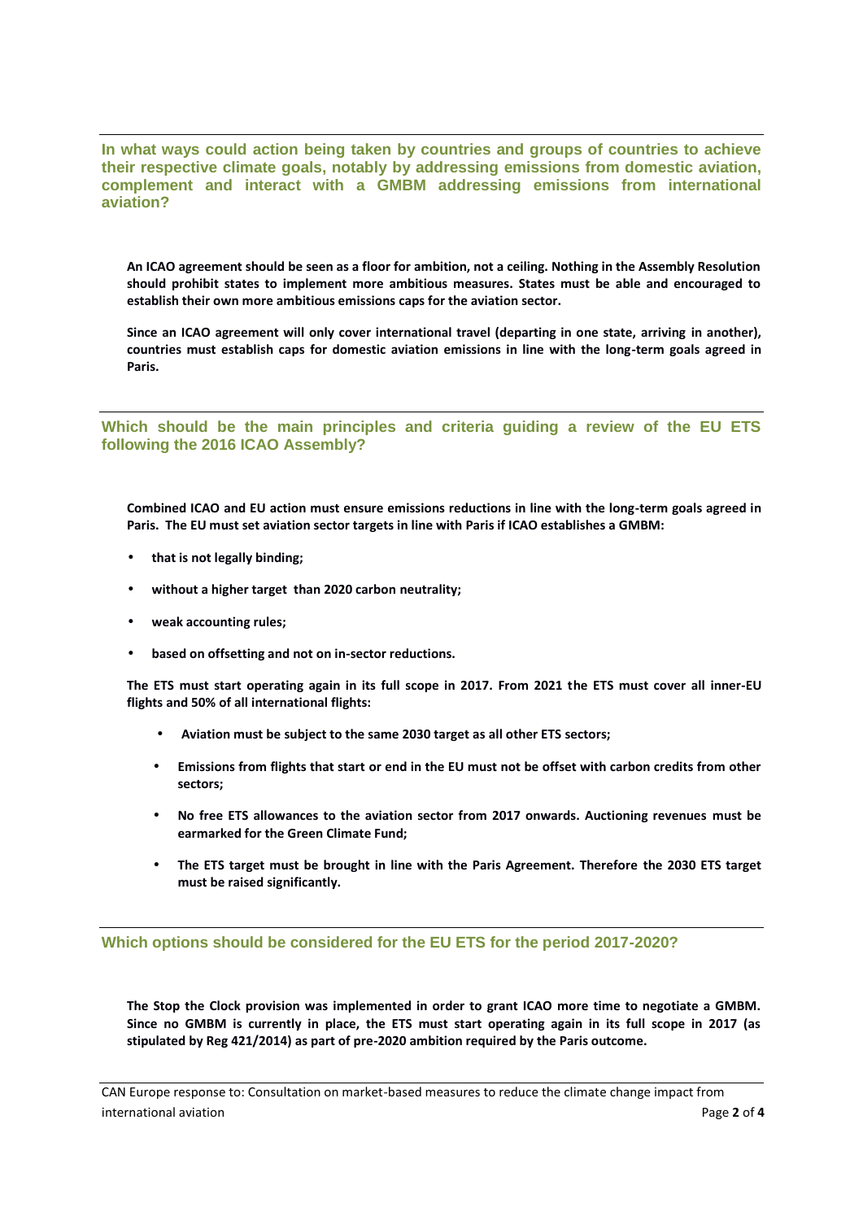## In what ways could action being taken by countries and groups of countries to achieve their respective climate goals, notably by addressing emissions from domestic aviation, complement and interact with a GMBM addressing emissions from international aviation?

**An ICAO agreement should be seen as a floor for ambition, not a ceiling. Nothing in the Assembly Resolution should prohibit states to implement more ambitious measures. States must be able and encouraged to establish their own more ambitious emissions caps for the aviation sector.**

**Since an ICAO agreement will only cover international travel (departing in one state, arriving in another), countries must establish caps for domestic aviation emissions in line with the long-term goals agreed in Paris.**

## Which should be the main principles and criteria guiding a review of the EU ETS following the 2016 ICAO Assembly?

**Combined ICAO and EU action must ensure emissions reductions in line with the long-term goals agreed in Paris. The EU must set aviation sector targets in line with Paris if ICAO establishes a GMBM:**

- **that is not legally binding;**
- **without a higher target than 2020 carbon neutrality;**
- **weak accounting rules;**
- **based on offsetting and not on in-sector reductions.**

**The ETS must start operating again in its full scope in 2017. From 2021 the ETS must cover all inner-EU flights and 50% of all international flights:**

- **Aviation must be subject to the same 2030 target as all other ETS sectors;**
- **Emissions from flights that start or end in the EU must not be offset with carbon credits from other sectors;**
- **No free ETS allowances to the aviation sector from 2017 onwards. Auctioning revenues must be earmarked for the Green Climate Fund;**
- **The ETS target must be brought in line with the Paris Agreement. Therefore the 2030 ETS target must be raised significantly.**

## Which options should be considered for the EU ETS for the period 2017-2020?

**The Stop the Clock provision was implemented in order to grant ICAO more time to negotiate a GMBM. Since no GMBM is currently in place, the ETS must start operating again in its full scope in 2017 (as stipulated by Reg 421/2014) as part of pre-2020 ambition required by the Paris outcome.**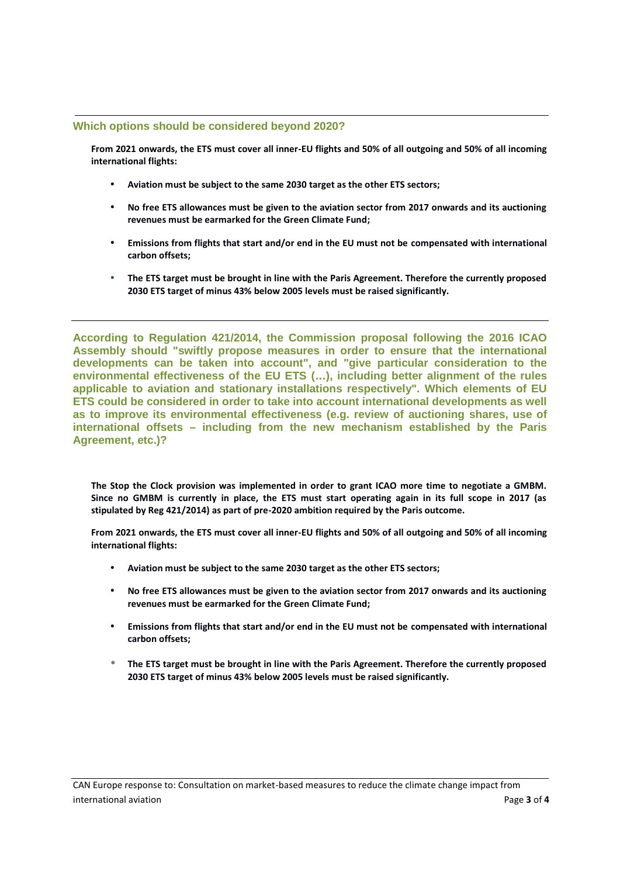## Which options should be considered beyond 2020?

**From 2021 onwards, the ETS must cover all inner-EU flights and 50% of all outgoing and 50% of all incoming international flights:**

- **Aviation must be subject to the same 2030 target as the other ETS sectors;**
- **No free ETS allowances must be given to the aviation sector from 2017 onwards and its auctioning revenues must be earmarked for the Green Climate Fund;**
- **Emissions from flights that start and/or end in the EU must not be compensated with international carbon offsets;**
- **The ETS target must be brought in line with the Paris Agreement. Therefore the currently proposed 2030 ETS target of minus 43% below 2005 levels must be raised significantly.**

---

## According to Regulation 421/2014, the Commission proposal following the 2016 ICAO Assembly should "swiftly propose measures in order to ensure that the international developments can be taken into account", and "give particular consideration to the environmental effectiveness of the EU ETS (…), including better alignment of the rules applicable to aviation and stationary installations respectively". Which elements of EU ETS could be considered in order to take into account international developments as well as to improve its environmental effectiveness (e.g. review of auctioning shares, use of international offsets – including from the new mechanism established by the Paris Agreement, etc.)?

**The Stop the Clock provision was implemented in order to grant ICAO more time to negotiate a GMBM. Since no GMBM is currently in place, the ETS must start operating again in its full scope in 2017 (as stipulated by Reg 421/2014) as part of pre-2020 ambition required by the Paris outcome.**

**From 2021 onwards, the ETS must cover all inner-EU flights and 50% of all outgoing and 50% of all incoming international flights:**

- **Aviation must be subject to the same 2030 target as the other ETS sectors;**
- **No free ETS allowances must be given to the aviation sector from 2017 onwards and its auctioning revenues must be earmarked for the Green Climate Fund;**
- **Emissions from flights that start and/or end in the EU must not be compensated with international carbon offsets;**
- **The ETS target must be brought in line with the Paris Agreement. Therefore the currently proposed 2030 ETS target of minus 43% below 2005 levels must be raised significantly.**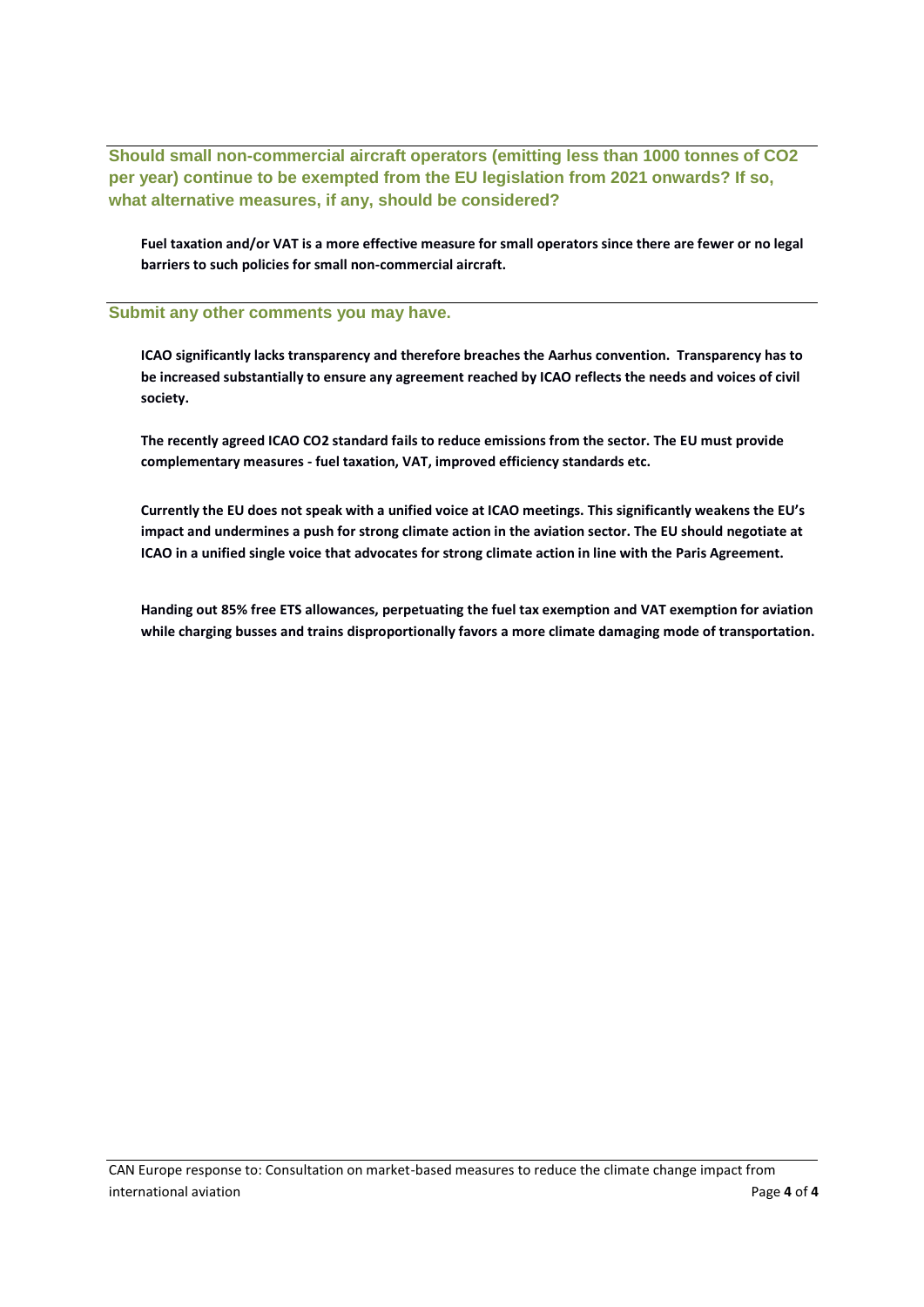### Should small non-commercial aircraft operators (emitting less than 1000 tonnes of $CO_2$ per year) continue to be exempted from the EU legislation from 2021 onwards? If so, what alternative measures, if any, should be considered?

**Fuel taxation and/or VAT is a more effective measure for small operators since there are fewer or no legal barriers to such policies for small non-commercial aircraft.**

### Submit any other comments you may have.

**ICAO significantly lacks transparency and therefore breaches the Aarhus convention. Transparency has to be increased substantially to ensure any agreement reached by ICAO reflects the needs and voices of civil society.**

**The recently agreed ICAO $CO_2$ standard fails to reduce emissions from the sector. The EU must provide complementary measures - fuel taxation, VAT, improved efficiency standards etc.**

**Currently the EU does not speak with a unified voice at ICAO meetings. This significantly weakens the EU's impact and undermines a push for strong climate action in the aviation sector. The EU should negotiate at ICAO in a unified single voice that advocates for strong climate action in line with the Paris Agreement.**

**Handing out 85% free ETS allowances, perpetuating the fuel tax exemption and VAT exemption for aviation while charging busses and trains disproportionally favors a more climate damaging mode of transportation.**